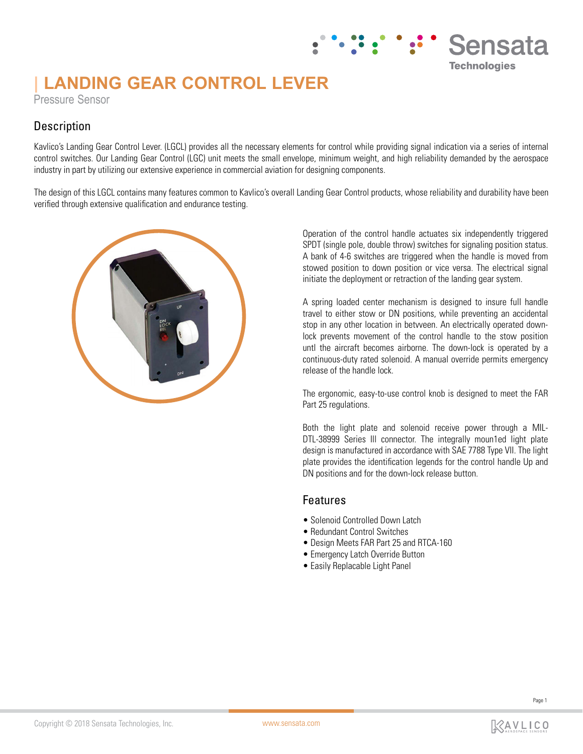# LANDING GEAR CONTROL LEVER

Pressure Sensor

## Description

Kavlico's Landing Gear Control Lever. (LGCL) provides all the necessary elements for control while providing signal indication via a series of internal control switches. Our Landing Gear Control (LGC) unit meets the small envelope, minimum weight, and high reliability demanded by the aerospace industry in part by utilizing our extensive experience in commercial aviation for designing components.

The design of this LGCL contains many features common to Kavlico's overall Landing Gear Control products, whose reliability and durability have been verified through extensive qualification and endurance testing.

Operation of the control handle actuates six independently triggered SPDT (single pole, double throw) switches for signaling position status. A bank of 4-6 switches are triggered when the handle is moved from stowed position to down position or vice versa. The electrical signal initiate the deployment or retraction of the landing gear system.

A spring loaded center mechanism is designed to insure full handle travel to either stow or DN positions, while preventing an accidental stop in any other location in betvveen. An electrically operated down-lock prevents movement of the control handle to the stow position untl the aircraft becomes airborne. The down-lock is operated by a continuous-duty rated solenoid. A manual override permits emergency release of the handle lock.

The ergonomic, easy-to-use control knob is designed to meet the FAR Part 25 regulations.

Both the light plate and solenoid receive power through a MIL-DTL-38999 Series III connector. The integrally moun1ed light plate design is manufactured in accordance with SAE 7788 Type VII. The light plate provides the identification legends for the control handle Up and DN positions and for the down-lock release button.

## Features

- Solenoid Controlled Down Latch
- Redundant Control Switches
- Design Meets FAR Part 25 and RTCA-160
- Emergency Latch Override Button
- Easily Replacable Light Panel

Copyright © 2018 Sensata Technologies, Inc. www.sensata.com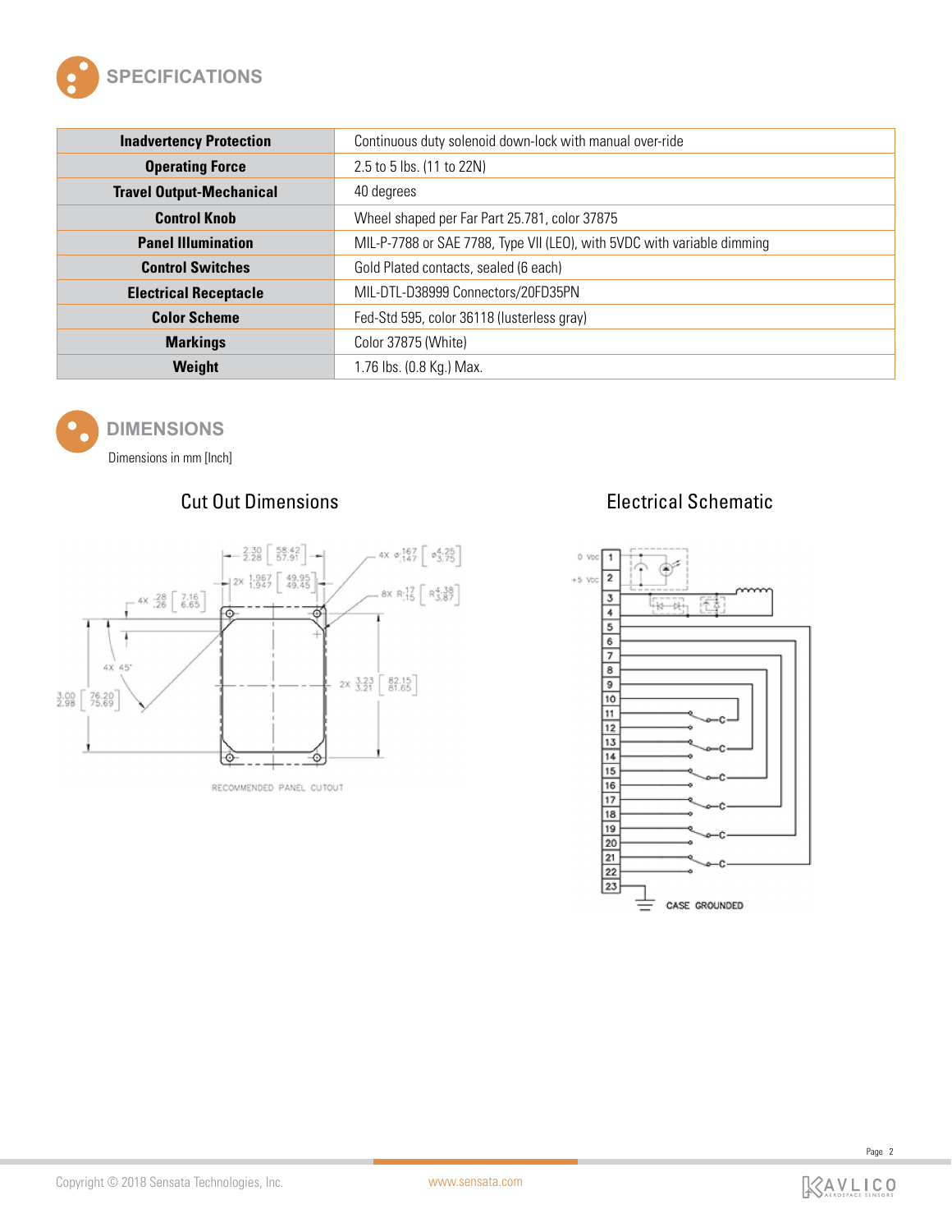## SPECIFICATIONS

| | |
|---|---|
| **Inadvertency Protection** | Continuous duty solenoid down-lock with manual over-ride |
| **Operating Force** | 2.5 to 5 lbs. (11 to 22N) |
| **Travel Output-Mechanical** | 40 degrees |
| **Control Knob** | Wheel shaped per Far Part 25.781, color 37875 |
| **Panel Illumination** | MIL-P-7788 or SAE 7788, Type VII (LEO), with 5VDC with variable dimming |
| **Control Switches** | Gold Plated contacts, sealed (6 each) |
| **Electrical Receptacle** | MIL-DTL-D38999 Connectors/20FD35PN |
| **Color Scheme** | Fed-Std 595, color 36118 (lusterless gray) |
| **Markings** | Color 37875 (White) |
| **Weight** | 1.76 lbs. (0.8 Kg.) Max. |

## DIMENSIONS

Dimensions in mm [Inch]

### Cut Out Dimensions

RECOMMENDED PANEL CUTOUT

### Electrical Schematic

CASE GROUNDED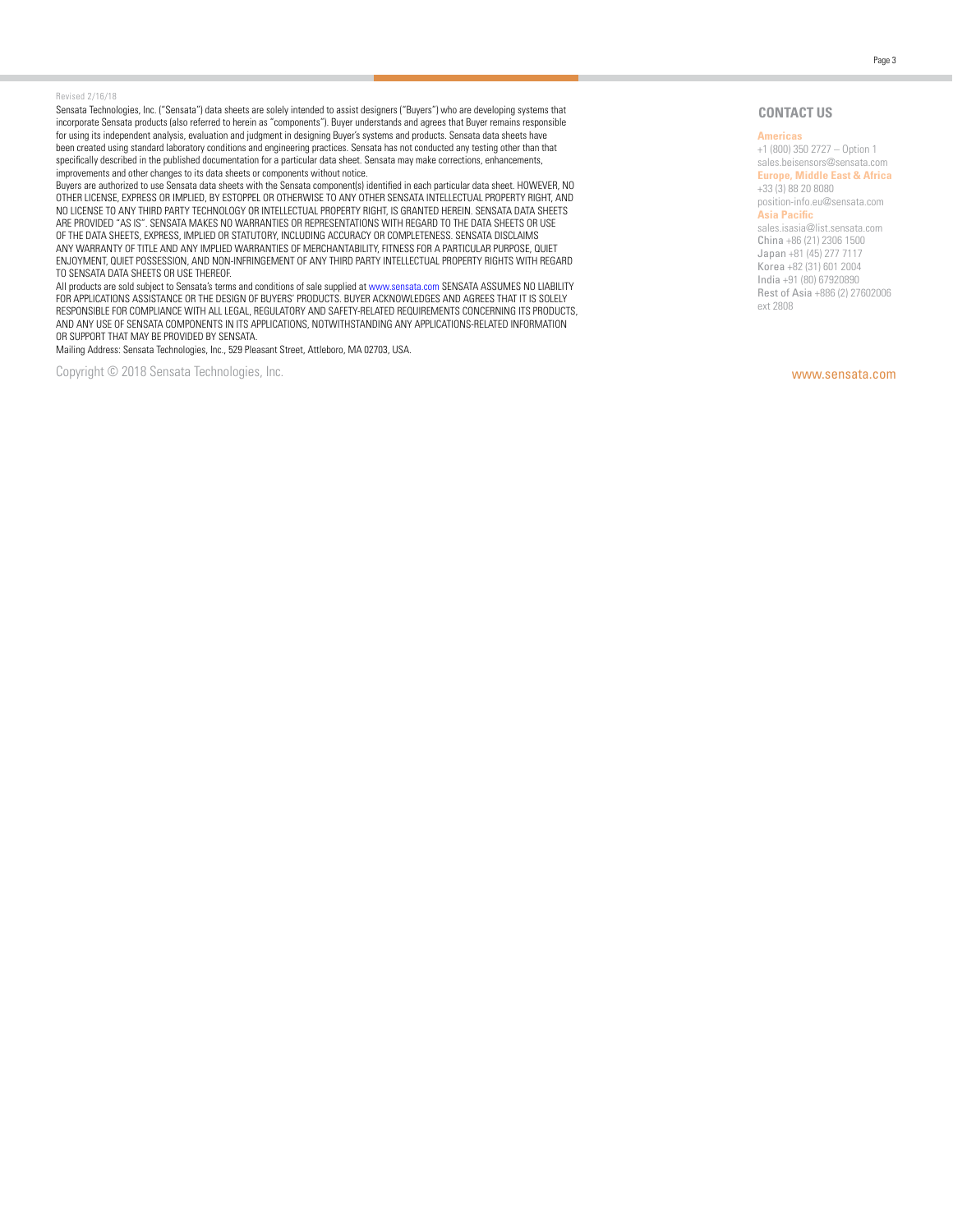Revised 2/16/18

Sensata Technologies, Inc. ("Sensata") data sheets are solely intended to assist designers ("Buyers") who are developing systems that incorporate Sensata products (also referred to herein as "components"). Buyer understands and agrees that Buyer remains responsible for using its independent analysis, evaluation and judgment in designing Buyer's systems and products. Sensata data sheets have been created using standard laboratory conditions and engineering practices. Sensata has not conducted any testing other than that specifically described in the published documentation for a particular data sheet. Sensata may make corrections, enhancements, improvements and other changes to its data sheets or components without notice.

Buyers are authorized to use Sensata data sheets with the Sensata component(s) identified in each particular data sheet. HOWEVER, NO OTHER LICENSE, EXPRESS OR IMPLIED, BY ESTOPPEL OR OTHERWISE TO ANY OTHER SENSATA INTELLECTUAL PROPERTY RIGHT, AND NO LICENSE TO ANY THIRD PARTY TECHNOLOGY OR INTELLECTUAL PROPERTY RIGHT, IS GRANTED HEREIN. SENSATA DATA SHEETS ARE PROVIDED "AS IS". SENSATA MAKES NO WARRANTIES OR REPRESENTATIONS WITH REGARD TO THE DATA SHEETS OR USE OF THE DATA SHEETS, EXPRESS, IMPLIED OR STATUTORY, INCLUDING ACCURACY OR COMPLETENESS. SENSATA DISCLAIMS ANY WARRANTY OF TITLE AND ANY IMPLIED WARRANTIES OF MERCHANTABILITY, FITNESS FOR A PARTICULAR PURPOSE, QUIET ENJOYMENT, QUIET POSSESSION, AND NON-INFRINGEMENT OF ANY THIRD PARTY INTELLECTUAL PROPERTY RIGHTS WITH REGARD TO SENSATA DATA SHEETS OR USE THEREOF.

All products are sold subject to Sensata's terms and conditions of sale supplied at www.sensata.com SENSATA ASSUMES NO LIABILITY FOR APPLICATIONS ASSISTANCE OR THE DESIGN OF BUYERS' PRODUCTS. BUYER ACKNOWLEDGES AND AGREES THAT IT IS SOLELY RESPONSIBLE FOR COMPLIANCE WITH ALL LEGAL, REGULATORY AND SAFETY-RELATED REQUIREMENTS CONCERNING ITS PRODUCTS, AND ANY USE OF SENSATA COMPONENTS IN ITS APPLICATIONS, NOTWITHSTANDING ANY APPLICATIONS-RELATED INFORMATION OR SUPPORT THAT MAY BE PROVIDED BY SENSATA.

Mailing Address: Sensata Technologies, Inc., 529 Pleasant Street, Attleboro, MA 02703, USA.

Copyright © 2018 Sensata Technologies, Inc.

## CONTACT US

**Americas**
+1 (800) 350 2727 – Option 1
sales.beisensors@sensata.com

**Europe, Middle East & Africa**
+33 (3) 88 20 8080
position-info.eu@sensata.com

**Asia Pacific**
sales.isasia@list.sensata.com
China +86 (21) 2306 1500
Japan +81 (45) 277 7117
Korea +82 (31) 601 2004
India +91 (80) 67920890
Rest of Asia +886 (2) 27602006 ext 2808

www.sensata.com